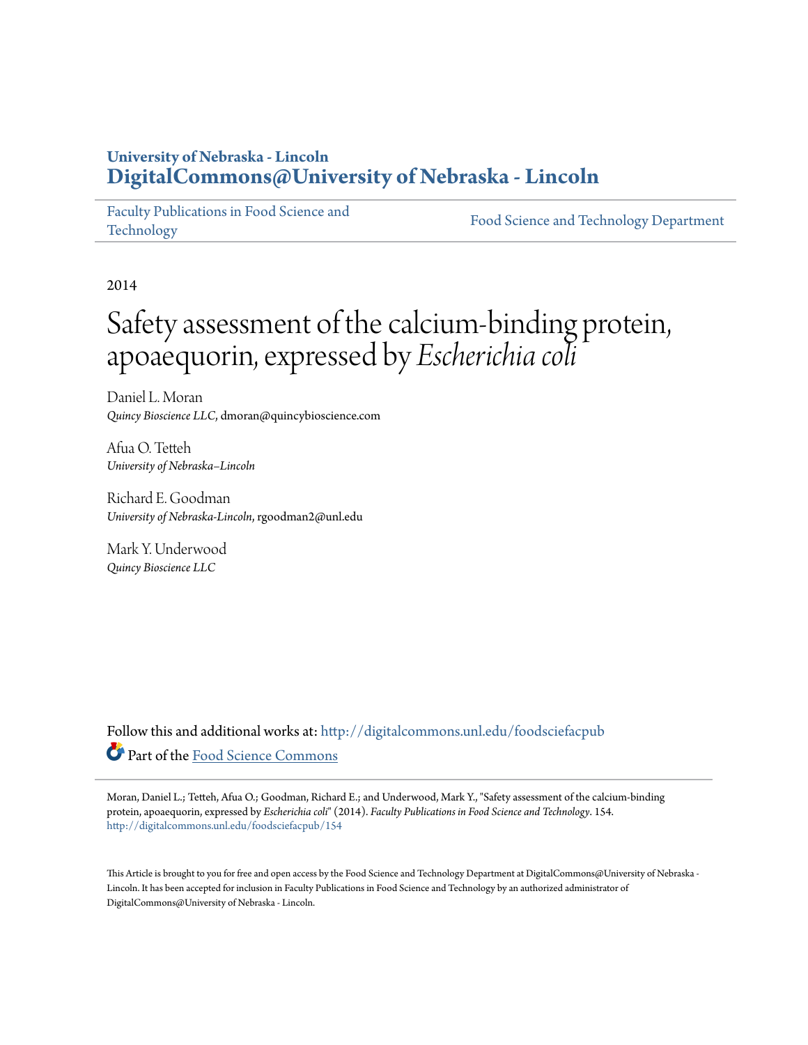University of Nebraska - Lincoln
**DigitalCommons@University of Nebraska - Lincoln**

Faculty Publications in Food Science and Technology | Food Science and Technology Department

2014

# Safety assessment of the calcium-binding protein, apoaequorin, expressed by *Escherichia coli*

Daniel L. Moran
*Quincy Bioscience LLC*, dmoran@quincybioscience.com

Afua O. Tetteh
*University of Nebraska–Lincoln*

Richard E. Goodman
*University of Nebraska-Lincoln*, rgoodman2@unl.edu

Mark Y. Underwood
*Quincy Bioscience LLC*

Follow this and additional works at: http://digitalcommons.unl.edu/foodsciefacpub

Part of the Food Science Commons

Moran, Daniel L.; Tetteh, Afua O.; Goodman, Richard E.; and Underwood, Mark Y., "Safety assessment of the calcium-binding protein, apoaequorin, expressed by *Escherichia coli*" (2014). *Faculty Publications in Food Science and Technology*. 154.
http://digitalcommons.unl.edu/foodsciefacpub/154

This Article is brought to you for free and open access by the Food Science and Technology Department at DigitalCommons@University of Nebraska - Lincoln. It has been accepted for inclusion in Faculty Publications in Food Science and Technology by an authorized administrator of DigitalCommons@University of Nebraska - Lincoln.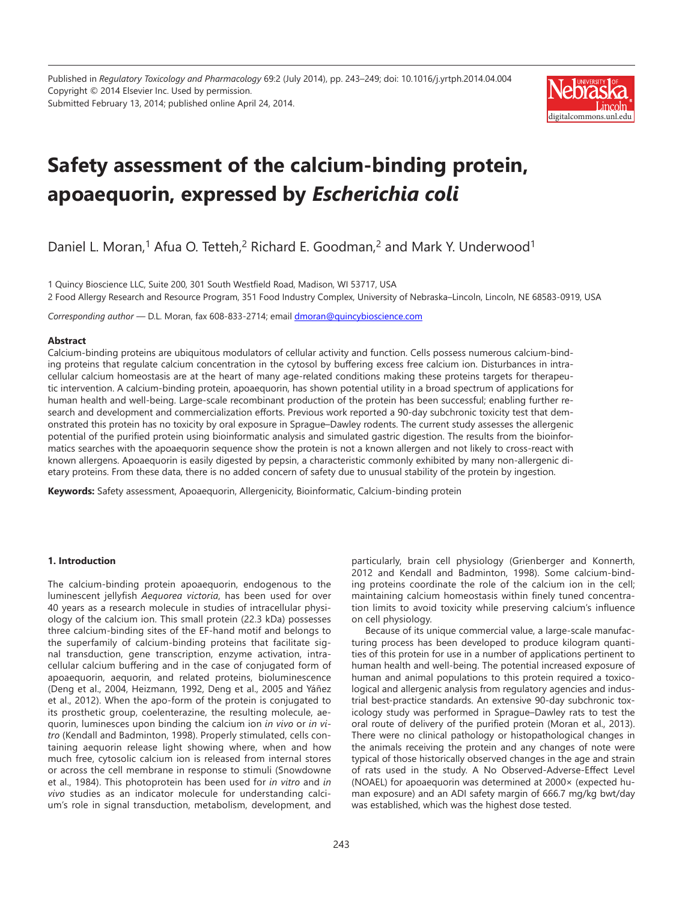Published in *Regulatory Toxicology and Pharmacology* 69:2 (July 2014), pp. 243–249; doi: 10.1016/j.yrtph.2014.04.004
Copyright © 2014 Elsevier Inc. Used by permission.
Submitted February 13, 2014; published online April 24, 2014.

# Safety assessment of the calcium-binding protein, apoaequorin, expressed by *Escherichia coli*

Daniel L. Moran,[1] Afua O. Tetteh,[2] Richard E. Goodman,[2] and Mark Y. Underwood[1]

1 Quincy Bioscience LLC, Suite 200, 301 South Westfield Road, Madison, WI 53717, USA

2 Food Allergy Research and Resource Program, 351 Food Industry Complex, University of Nebraska–Lincoln, Lincoln, NE 68583-0919, USA

*Corresponding author* — D.L. Moran, fax 608-833-2714; email dmoran@quincybioscience.com

## Abstract

Calcium-binding proteins are ubiquitous modulators of cellular activity and function. Cells possess numerous calcium-binding proteins that regulate calcium concentration in the cytosol by buffering excess free calcium ion. Disturbances in intracellular calcium homeostasis are at the heart of many age-related conditions making these proteins targets for therapeutic intervention. A calcium-binding protein, apoaequorin, has shown potential utility in a broad spectrum of applications for human health and well-being. Large-scale recombinant production of the protein has been successful; enabling further research and development and commercialization efforts. Previous work reported a 90-day subchronic toxicity test that demonstrated this protein has no toxicity by oral exposure in Sprague–Dawley rodents. The current study assesses the allergenic potential of the purified protein using bioinformatic analysis and simulated gastric digestion. The results from the bioinformatics searches with the apoaequorin sequence show the protein is not a known allergen and not likely to cross-react with known allergens. Apoaequorin is easily digested by pepsin, a characteristic commonly exhibited by many non-allergenic dietary proteins. From these data, there is no added concern of safety due to unusual stability of the protein by ingestion.

**Keywords:** Safety assessment, Apoaequorin, Allergenicity, Bioinformatic, Calcium-binding protein

### 1. Introduction

The calcium-binding protein apoaequorin, endogenous to the luminescent jellyfish *Aequorea victoria*, has been used for over 40 years as a research molecule in studies of intracellular physiology of the calcium ion. This small protein (22.3 kDa) possesses three calcium-binding sites of the EF-hand motif and belongs to the superfamily of calcium-binding proteins that facilitate signal transduction, gene transcription, enzyme activation, intracellular calcium buffering and in the case of conjugated form of apoaequorin, aequorin, and related proteins, bioluminescence (Deng et al., 2004, Heizmann, 1992, Deng et al., 2005 and Yáñez et al., 2012). When the apo-form of the protein is conjugated to its prosthetic group, coelenterazine, the resulting molecule, aequorin, luminesces upon binding the calcium ion *in vivo* or *in vitro* (Kendall and Badminton, 1998). Properly stimulated, cells containing aequorin release light showing where, when and how much free, cytosolic calcium ion is released from internal stores or across the cell membrane in response to stimuli (Snowdowne et al., 1984). This photoprotein has been used for *in vitro* and *in vivo* studies as an indicator molecule for understanding calcium's role in signal transduction, metabolism, development, and particularly, brain cell physiology (Grienberger and Konnerth, 2012 and Kendall and Badminton, 1998). Some calcium-binding proteins coordinate the role of the calcium ion in the cell; maintaining calcium homeostasis within finely tuned concentration limits to avoid toxicity while preserving calcium's influence on cell physiology.

Because of its unique commercial value, a large-scale manufacturing process has been developed to produce kilogram quantities of this protein for use in a number of applications pertinent to human health and well-being. The potential increased exposure of human and animal populations to this protein required a toxicological and allergenic analysis from regulatory agencies and industrial best-practice standards. An extensive 90-day subchronic toxicology study was performed in Sprague–Dawley rats to test the oral route of delivery of the purified protein (Moran et al., 2013). There were no clinical pathology or histopathological changes in the animals receiving the protein and any changes of note were typical of those historically observed changes in the age and strain of rats used in the study. A No Observed-Adverse-Effect Level (NOAEL) for apoaequorin was determined at 2000× (expected human exposure) and an ADI safety margin of 666.7 mg/kg bwt/day was established, which was the highest dose tested.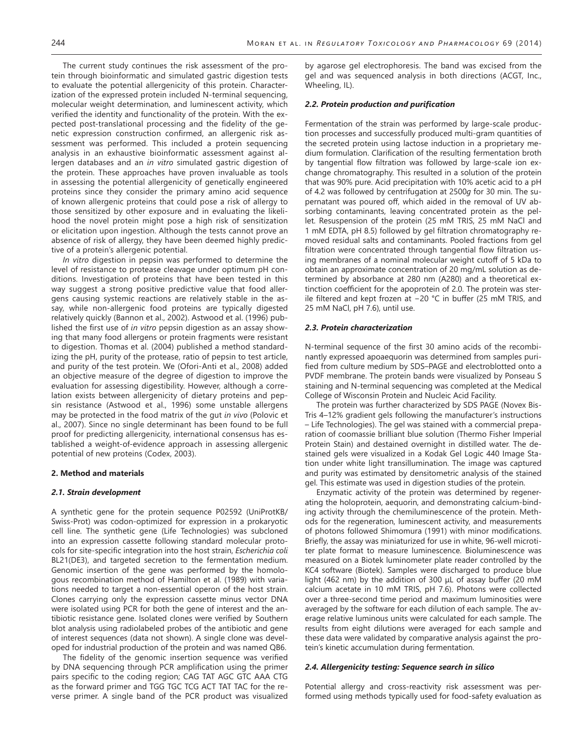The current study continues the risk assessment of the protein through bioinformatic and simulated gastric digestion tests to evaluate the potential allergenicity of this protein. Characterization of the expressed protein included N-terminal sequencing, molecular weight determination, and luminescent activity, which verified the identity and functionality of the protein. With the expected post-translational processing and the fidelity of the genetic expression construction confirmed, an allergenic risk assessment was performed. This included a protein sequencing analysis in an exhaustive bioinformatic assessment against allergen databases and an *in vitro* simulated gastric digestion of the protein. These approaches have proven invaluable as tools in assessing the potential allergenicity of genetically engineered proteins since they consider the primary amino acid sequence of known allergenic proteins that could pose a risk of allergy to those sensitized by other exposure and in evaluating the likelihood the novel protein might pose a high risk of sensitization or elicitation upon ingestion. Although the tests cannot prove an absence of risk of allergy, they have been deemed highly predictive of a protein's allergenic potential.

*In vitro* digestion in pepsin was performed to determine the level of resistance to protease cleavage under optimum pH conditions. Investigation of proteins that have been tested in this way suggest a strong positive predictive value that food allergens causing systemic reactions are relatively stable in the assay, while non-allergenic food proteins are typically digested relatively quickly (Bannon et al., 2002). Astwood et al. (1996) published the first use of *in vitro* pepsin digestion as an assay showing that many food allergens or protein fragments were resistant to digestion. Thomas et al. (2004) published a method standardizing the pH, purity of the protease, ratio of pepsin to test article, and purity of the test protein. We (Ofori-Anti et al., 2008) added an objective measure of the degree of digestion to improve the evaluation for assessing digestibility. However, although a correlation exists between allergenicity of dietary proteins and pepsin resistance (Astwood et al., 1996) some unstable allergens may be protected in the food matrix of the gut *in vivo* (Polovic et al., 2007). Since no single determinant has been found to be full proof for predicting allergenicity, international consensus has established a weight-of-evidence approach in assessing allergenic potential of new proteins (Codex, 2003).

## 2. Method and materials

### 2.1. Strain development

A synthetic gene for the protein sequence P02592 (UniProtKB/Swiss-Prot) was codon-optimized for expression in a prokaryotic cell line. The synthetic gene (Life Technologies) was subcloned into an expression cassette following standard molecular protocols for site-specific integration into the host strain, *Escherichia coli* BL21(DE3), and targeted secretion to the fermentation medium. Genomic insertion of the gene was performed by the homologous recombination method of Hamilton et al. (1989) with variations needed to target a non-essential operon of the host strain. Clones carrying only the expression cassette minus vector DNA were isolated using PCR for both the gene of interest and the antibiotic resistance gene. Isolated clones were verified by Southern blot analysis using radiolabeled probes of the antibiotic and gene of interest sequences (data not shown). A single clone was developed for industrial production of the protein and was named QB6.

The fidelity of the genomic insertion sequence was verified by DNA sequencing through PCR amplification using the primer pairs specific to the coding region; CAG TAT AGC GTC AAA CTG as the forward primer and TGG TGC TCG ACT TAT TAC for the reverse primer. A single band of the PCR product was visualized by agarose gel electrophoresis. The band was excised from the gel and was sequenced analysis in both directions (ACGT, Inc., Wheeling, IL).

### 2.2. Protein production and purification

Fermentation of the strain was performed by large-scale production processes and successfully produced multi-gram quantities of the secreted protein using lactose induction in a proprietary medium formulation. Clarification of the resulting fermentation broth by tangential flow filtration was followed by large-scale ion exchange chromatography. This resulted in a solution of the protein that was 90% pure. Acid precipitation with 10% acetic acid to a pH of 4.2 was followed by centrifugation at 2500*g* for 30 min. The supernatant was poured off, which aided in the removal of UV absorbing contaminants, leaving concentrated protein as the pellet. Resuspension of the protein (25 mM TRIS, 25 mM NaCl and 1 mM EDTA, pH 8.5) followed by gel filtration chromatography removed residual salts and contaminants. Pooled fractions from gel filtration were concentrated through tangential flow filtration using membranes of a nominal molecular weight cutoff of 5 kDa to obtain an approximate concentration of 20 mg/mL solution as determined by absorbance at 280 nm (A280) and a theoretical extinction coefficient for the apoprotein of 2.0. The protein was sterile filtered and kept frozen at −20 °C in buffer (25 mM TRIS, and 25 mM NaCl, pH 7.6), until use.

### 2.3. Protein characterization

N-terminal sequence of the first 30 amino acids of the recombinantly expressed apoaequorin was determined from samples purified from culture medium by SDS–PAGE and electroblotted onto a PVDF membrane. The protein bands were visualized by Ponseau S staining and N-terminal sequencing was completed at the Medical College of Wisconsin Protein and Nucleic Acid Facility.

The protein was further characterized by SDS PAGE (Novex Bis-Tris 4–12% gradient gels following the manufacturer's instructions – Life Technologies). The gel was stained with a commercial preparation of coomassie brilliant blue solution (Thermo Fisher Imperial Protein Stain) and destained overnight in distilled water. The destained gels were visualized in a Kodak Gel Logic 440 Image Station under white light transillumination. The image was captured and purity was estimated by densitometric analysis of the stained gel. This estimate was used in digestion studies of the protein.

Enzymatic activity of the protein was determined by regenerating the holoprotein, aequorin, and demonstrating calcium-binding activity through the chemiluminescence of the protein. Methods for the regeneration, luminescent activity, and measurements of photons followed Shimomura (1991) with minor modifications. Briefly, the assay was miniaturized for use in white, 96-well microtiter plate format to measure luminescence. Bioluminescence was measured on a Biotek luminometer plate reader controlled by the KC4 software (Biotek). Samples were discharged to produce blue light (462 nm) by the addition of 300 μL of assay buffer (20 mM calcium acetate in 10 mM TRIS, pH 7.6). Photons were collected over a three-second time period and maximum luminosities were averaged by the software for each dilution of each sample. The average relative luminous units were calculated for each sample. The results from eight dilutions were averaged for each sample and these data were validated by comparative analysis against the protein's kinetic accumulation during fermentation.

### 2.4. Allergenicity testing: Sequence search in silico

Potential allergy and cross-reactivity risk assessment was performed using methods typically used for food-safety evaluation as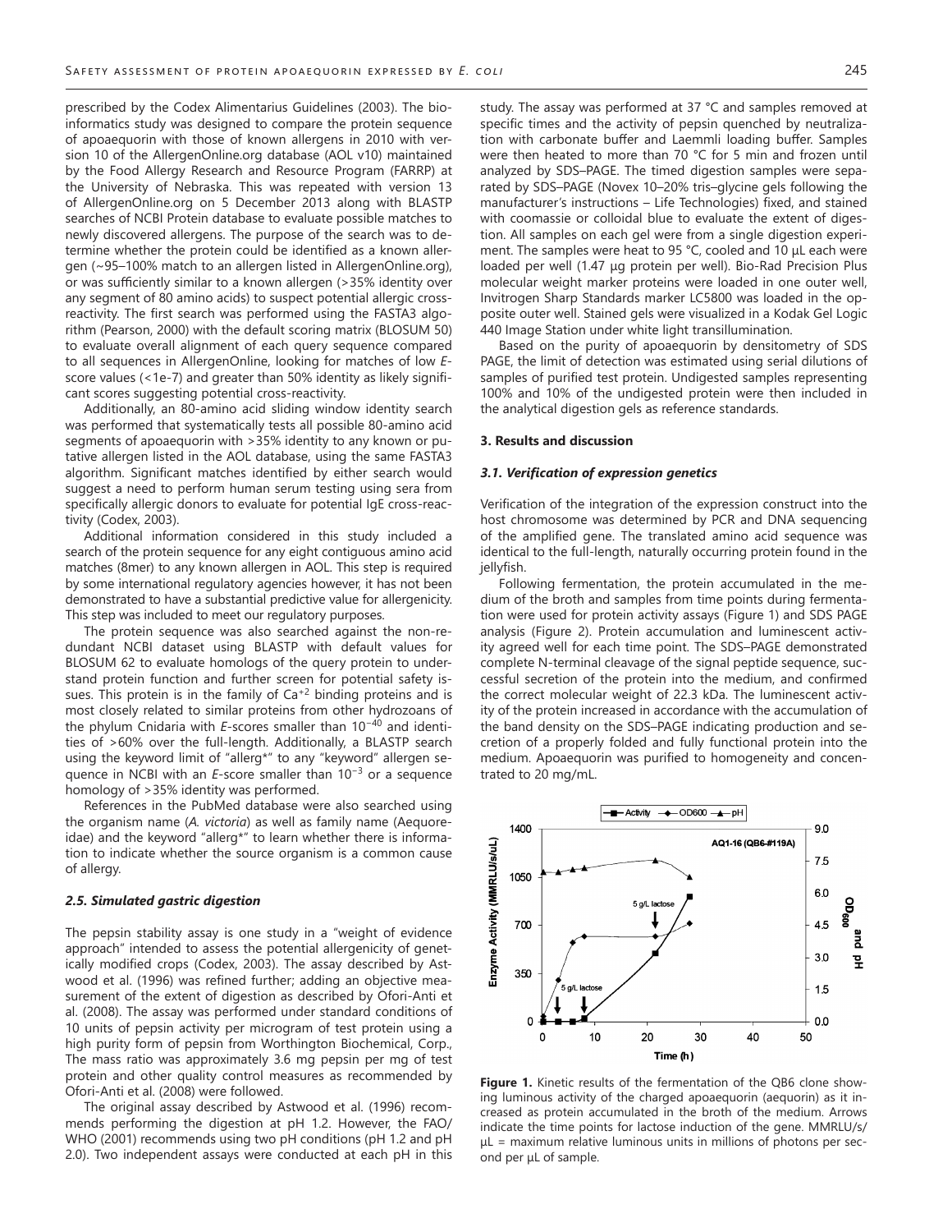prescribed by the Codex Alimentarius Guidelines (2003). The bioinformatics study was designed to compare the protein sequence of apoaequorin with those of known allergens in 2010 with version 10 of the AllergenOnline.org database (AOL v10) maintained by the Food Allergy Research and Resource Program (FARRP) at the University of Nebraska. This was repeated with version 13 of AllergenOnline.org on 5 December 2013 along with BLASTP searches of NCBI Protein database to evaluate possible matches to newly discovered allergens. The purpose of the search was to determine whether the protein could be identified as a known allergen (~95–100% match to an allergen listed in AllergenOnline.org), or was sufficiently similar to a known allergen (>35% identity over any segment of 80 amino acids) to suspect potential allergic cross-reactivity. The first search was performed using the FASTA3 algorithm (Pearson, 2000) with the default scoring matrix (BLOSUM 50) to evaluate overall alignment of each query sequence compared to all sequences in AllergenOnline, looking for matches of low *E*-score values (<1e-7) and greater than 50% identity as likely significant scores suggesting potential cross-reactivity.

Additionally, an 80-amino acid sliding window identity search was performed that systematically tests all possible 80-amino acid segments of apoaequorin with >35% identity to any known or putative allergen listed in the AOL database, using the same FASTA3 algorithm. Significant matches identified by either search would suggest a need to perform human serum testing using sera from specifically allergic donors to evaluate for potential IgE cross-reactivity (Codex, 2003).

Additional information considered in this study included a search of the protein sequence for any eight contiguous amino acid matches (8mer) to any known allergen in AOL. This step is required by some international regulatory agencies however, it has not been demonstrated to have a substantial predictive value for allergenicity. This step was included to meet our regulatory purposes.

The protein sequence was also searched against the non-redundant NCBI dataset using BLASTP with default values for BLOSUM 62 to evaluate homologs of the query protein to understand protein function and further screen for potential safety issues. This protein is in the family of $Ca^{+2}$ binding proteins and is most closely related to similar proteins from other hydrozoans of the phylum Cnidaria with *E*-scores smaller than $10^{-40}$ and identities of >60% over the full-length. Additionally, a BLASTP search using the keyword limit of "allerg*" to any "keyword" allergen sequence in NCBI with an *E*-score smaller than $10^{-3}$ or a sequence homology of >35% identity was performed.

References in the PubMed database were also searched using the organism name (*A. victoria*) as well as family name (Aequoreidae) and the keyword "allerg*" to learn whether there is information to indicate whether the source organism is a common cause of allergy.

### *2.5. Simulated gastric digestion*

The pepsin stability assay is one study in a "weight of evidence approach" intended to assess the potential allergenicity of genetically modified crops (Codex, 2003). The assay described by Astwood et al. (1996) was refined further; adding an objective measurement of the extent of digestion as described by Ofori-Anti et al. (2008). The assay was performed under standard conditions of 10 units of pepsin activity per microgram of test protein using a high purity form of pepsin from Worthington Biochemical, Corp., The mass ratio was approximately 3.6 mg pepsin per mg of test protein and other quality control measures as recommended by Ofori-Anti et al. (2008) were followed.

The original assay described by Astwood et al. (1996) recommends performing the digestion at pH 1.2. However, the FAO/WHO (2001) recommends using two pH conditions (pH 1.2 and pH 2.0). Two independent assays were conducted at each pH in this study. The assay was performed at 37 °C and samples removed at specific times and the activity of pepsin quenched by neutralization with carbonate buffer and Laemmli loading buffer. Samples were then heated to more than 70 °C for 5 min and frozen until analyzed by SDS–PAGE. The timed digestion samples were separated by SDS–PAGE (Novex 10–20% tris–glycine gels following the manufacturer's instructions – Life Technologies) fixed, and stained with coomassie or colloidal blue to evaluate the extent of digestion. All samples on each gel were from a single digestion experiment. The samples were heat to 95 °C, cooled and 10 µL each were loaded per well (1.47 µg protein per well). Bio-Rad Precision Plus molecular weight marker proteins were loaded in one outer well, Invitrogen Sharp Standards marker LC5800 was loaded in the opposite outer well. Stained gels were visualized in a Kodak Gel Logic 440 Image Station under white light transillumination.

Based on the purity of apoaequorin by densitometry of SDS PAGE, the limit of detection was estimated using serial dilutions of samples of purified test protein. Undigested samples representing 100% and 10% of the undigested protein were then included in the analytical digestion gels as reference standards.

## 3. Results and discussion

### *3.1. Verification of expression genetics*

Verification of the integration of the expression construct into the host chromosome was determined by PCR and DNA sequencing of the amplified gene. The translated amino acid sequence was identical to the full-length, naturally occurring protein found in the jellyfish.

Following fermentation, the protein accumulated in the medium of the broth and samples from time points during fermentation were used for protein activity assays (Figure 1) and SDS PAGE analysis (Figure 2). Protein accumulation and luminescent activity agreed well for each time point. The SDS–PAGE demonstrated complete N-terminal cleavage of the signal peptide sequence, successful secretion of the protein into the medium, and confirmed the correct molecular weight of 22.3 kDa. The luminescent activity of the protein increased in accordance with the accumulation of the band density on the SDS–PAGE indicating production and secretion of a properly folded and fully functional protein into the medium. Apoaequorin was purified to homogeneity and concentrated to 20 mg/mL.

**Figure 1.** Kinetic results of the fermentation of the QB6 clone showing luminous activity of the charged apoaequorin (aequorin) as it increased as protein accumulated in the broth of the medium. Arrows indicate the time points for lactose induction of the gene. MMRLU/s/µL = maximum relative luminous units in millions of photons per second per µL of sample.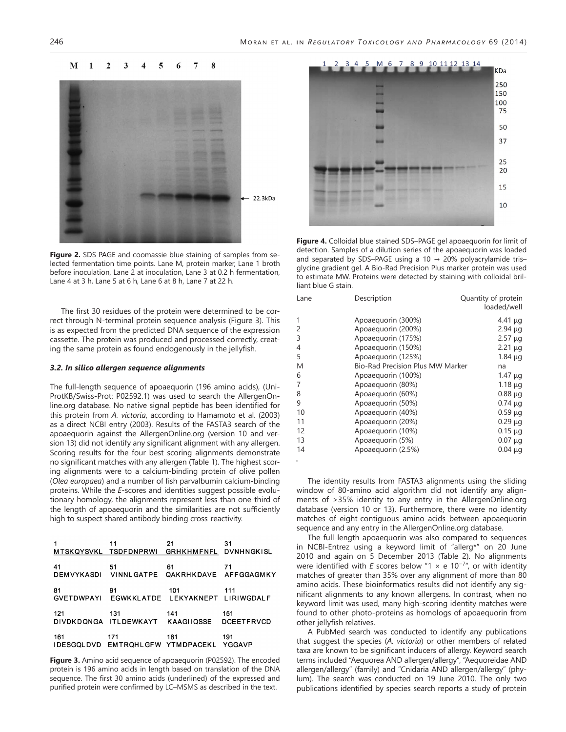Figure 2. SDS PAGE and coomassie blue staining of samples from selected fermentation time points. Lane M, protein marker, Lane 1 broth before inoculation, Lane 2 at inoculation, Lane 3 at 0.2 h fermentation, Lane 4 at 3 h, Lane 5 at 6 h, Lane 6 at 8 h, Lane 7 at 22 h.

The first 30 residues of the protein were determined to be correct through N-terminal protein sequence analysis (Figure 3). This is as expected from the predicted DNA sequence of the expression cassette. The protein was produced and processed correctly, creating the same protein as found endogenously in the jellyfish.

### 3.2. In silico allergen sequence alignments

The full-length sequence of apoaequorin (196 amino acids), (UniProtKB/Swiss-Prot: P02592.1) was used to search the AllergenOnline.org database. No native signal peptide has been identified for this protein from *A. victoria*, according to Hamamoto et al. (2003) as a direct NCBI entry (2003). Results of the FASTA3 search of the apoaequorin against the AllergenOnline.org (version 10 and version 13) did not identify any significant alignment with any allergen. Scoring results for the four best scoring alignments demonstrate no significant matches with any allergen (Table 1). The highest scoring alignments were to a calcium-binding protein of olive pollen (*Olea europaea*) and a number of fish parvalbumin calcium-binding proteins. While the *E*-scores and identities suggest possible evolutionary homology, the alignments represent less than one-third of the length of apoaequorin and the similarities are not sufficiently high to suspect shared antibody binding cross-reactivity.

```
1            11           21           31
MTSKQYSVKL   TSDFDNPRWI   GRHKHMFNFL   DVNHNGKISL

41           51           61           71
DEMVYKASDI   VINNLGATPE   QAKRHKDAVE   AFFGGAGMKY

81           91           101          111
GVETDWPAYI   EGWKKLATDE   LEKYAKNEPT   LIRIWGDALF

121          131          141          151
DIVDKDQNGA   ITLDEWKAYT   KAAGIIQSSE   DCEETFRVCD

161          171          181          191
IDESGQLDVD   EMTRQHLGFW   YTMDPACEKL   YGGAVP
```

Figure 3. Amino acid sequence of apoaequorin (P02592). The encoded protein is 196 amino acids in length based on translation of the DNA sequence. The first 30 amino acids (underlined) of the expressed and purified protein were confirmed by LC–MSMS as described in the text.

Figure 4. Colloidal blue stained SDS–PAGE gel apoaequorin for limit of detection. Samples of a dilution series of the apoaequorin was loaded and separated by SDS–PAGE using a 10 → 20% polyacrylamide tris–glycine gradient gel. A Bio-Rad Precision Plus marker protein was used to estimate MW. Proteins were detected by staining with colloidal brilliant blue G stain.

| Lane | Description | Quantity of protein loaded/well |
|---|---|---|
| 1 | Apoaequorin (300%) | 4.41 μg |
| 2 | Apoaequorin (200%) | 2.94 μg |
| 3 | Apoaequorin (175%) | 2.57 μg |
| 4 | Apoaequorin (150%) | 2.21 μg |
| 5 | Apoaequorin (125%) | 1.84 μg |
| M | Bio-Rad Precision Plus MW Marker | na |
| 6 | Apoaequorin (100%) | 1.47 μg |
| 7 | Apoaequorin (80%) | 1.18 μg |
| 8 | Apoaequorin (60%) | 0.88 μg |
| 9 | Apoaequorin (50%) | 0.74 μg |
| 10 | Apoaequorin (40%) | 0.59 μg |
| 11 | Apoaequorin (20%) | 0.29 μg |
| 12 | Apoaequorin (10%) | 0.15 μg |
| 13 | Apoaequorin (5%) | 0.07 μg |
| 14 | Apoaequorin (2.5%) | 0.04 μg |

The identity results from FASTA3 alignments using the sliding window of 80-amino acid algorithm did not identify any alignments of >35% identity to any entry in the AllergenOnline.org database (version 10 or 13). Furthermore, there were no identity matches of eight-contiguous amino acids between apoaequorin sequence and any entry in the AllergenOnline.org database.

The full-length apoaequorin was also compared to sequences in NCBI-Entrez using a keyword limit of "allerg*" on 20 June 2010 and again on 5 December 2013 (Table 2). No alignments were identified with *E* scores below "1 × e $10^{-7}$", or with identity matches of greater than 35% over any alignment of more than 80 amino acids. These bioinformatics results did not identify any significant alignments to any known allergens. In contrast, when no keyword limit was used, many high-scoring identity matches were found to other photo-proteins as homologs of apoaequorin from other jellyfish relatives.

A PubMed search was conducted to identify any publications that suggest the species (*A. victoria*) or other members of related taxa are known to be significant inducers of allergy. Keyword search terms included "Aequorea AND allergen/allergy", "Aequoreidae AND allergen/allergy" (family) and "Cnidaria AND allergen/allergy" (phylum). The search was conducted on 19 June 2010. The only two publications identified by species search reports a study of protein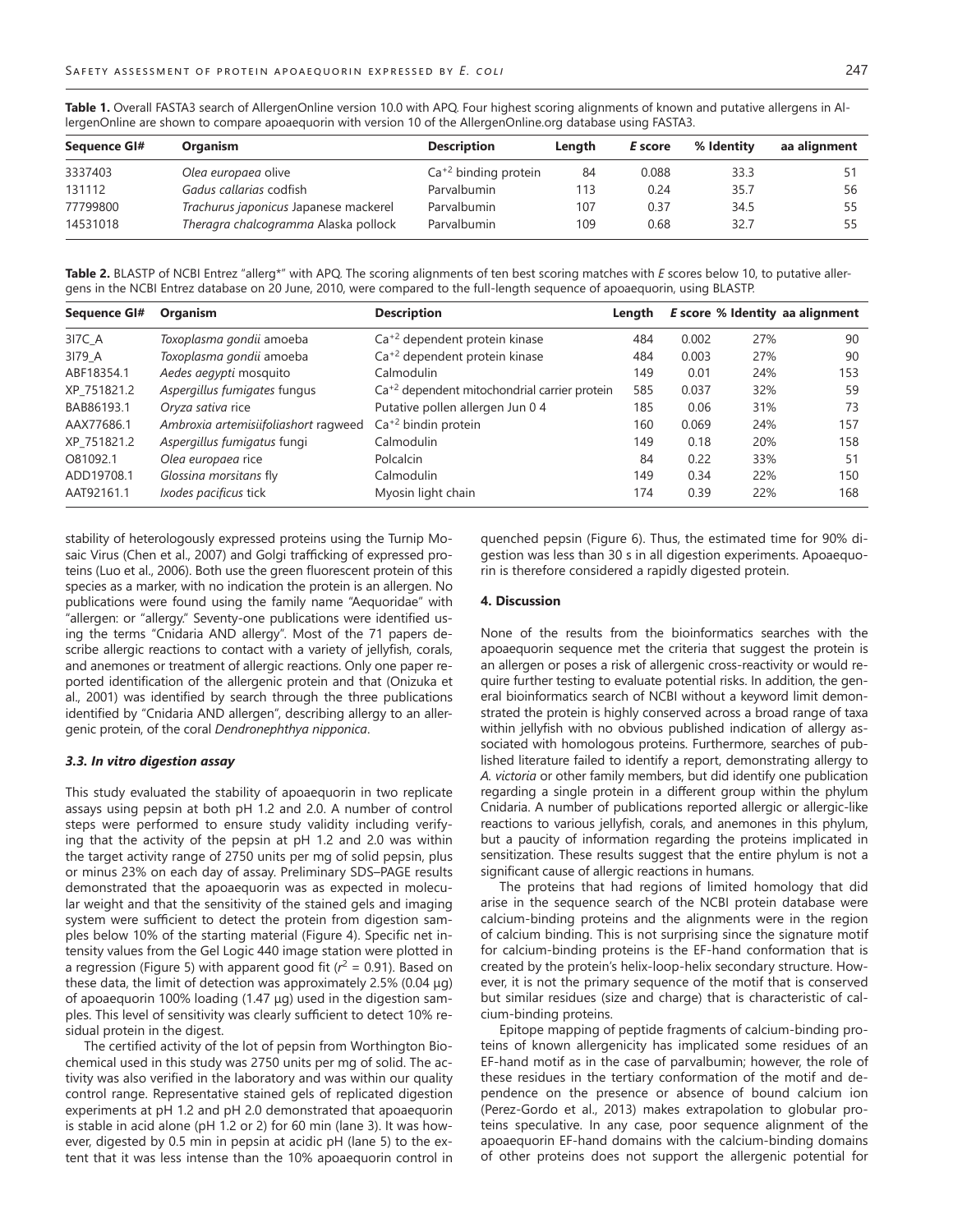**Table 1.** Overall FASTA3 search of AllergenOnline version 10.0 with APQ. Four highest scoring alignments of known and putative allergens in AllergenOnline are shown to compare apoaequorin with version 10 of the AllergenOnline.org database using FASTA3.

| Sequence GI# | Organism | Description | Length | *E* score | % Identity | aa alignment |
|---|---|---|---|---|---|---|
| 3337403 | *Olea europaea* olive | $Ca^{+2}$ binding protein | 84 | 0.088 | 33.3 | 51 |
| 131112 | *Gadus callarias* codfish | Parvalbumin | 113 | 0.24 | 35.7 | 56 |
| 77799800 | *Trachurus japonicus* Japanese mackerel | Parvalbumin | 107 | 0.37 | 34.5 | 55 |
| 14531018 | *Theragra chalcogramma* Alaska pollock | Parvalbumin | 109 | 0.68 | 32.7 | 55 |

**Table 2.** BLASTP of NCBI Entrez "allerg*" with APQ. The scoring alignments of ten best scoring matches with *E* scores below 10, to putative allergens in the NCBI Entrez database on 20 June, 2010, were compared to the full-length sequence of apoaequorin, using BLASTP.

| Sequence GI# | Organism | Description | Length | *E* score | % Identity | aa alignment |
|---|---|---|---|---|---|---|
| 3I7C_A | *Toxoplasma gondii* amoeba | $Ca^{+2}$ dependent protein kinase | 484 | 0.002 | 27% | 90 |
| 3I79_A | *Toxoplasma gondii* amoeba | $Ca^{+2}$ dependent protein kinase | 484 | 0.003 | 27% | 90 |
| ABF18354.1 | *Aedes aegypti* mosquito | Calmodulin | 149 | 0.01 | 24% | 153 |
| XP_751821.2 | *Aspergillus fumigates* fungus | $Ca^{+2}$ dependent mitochondrial carrier protein | 585 | 0.037 | 32% | 59 |
| BAB86193.1 | *Oryza sativa* rice | Putative pollen allergen Jun 0 4 | 185 | 0.06 | 31% | 73 |
| AAX77686.1 | *Ambroxia artemisiifoliashort* ragweed | $Ca^{+2}$ bindin protein | 160 | 0.069 | 24% | 157 |
| XP_751821.2 | *Aspergillus fumigatus* fungi | Calmodulin | 149 | 0.18 | 20% | 158 |
| O81092.1 | *Olea europaea* rice | Polcalcin | 84 | 0.22 | 33% | 51 |
| ADD19708.1 | *Glossina morsitans* fly | Calmodulin | 149 | 0.34 | 22% | 150 |
| AAT92161.1 | *Ixodes pacificus* tick | Myosin light chain | 174 | 0.39 | 22% | 168 |

stability of heterologously expressed proteins using the Turnip Mosaic Virus (Chen et al., 2007) and Golgi trafficking of expressed proteins (Luo et al., 2006). Both use the green fluorescent protein of this species as a marker, with no indication the protein is an allergen. No publications were found using the family name "Aequoridae" with "allergen: or "allergy." Seventy-one publications were identified using the terms "Cnidaria AND allergy". Most of the 71 papers describe allergic reactions to contact with a variety of jellyfish, corals, and anemones or treatment of allergic reactions. Only one paper reported identification of the allergenic protein and that (Onizuka et al., 2001) was identified by search through the three publications identified by "Cnidaria AND allergen", describing allergy to an allergenic protein, of the coral *Dendronephthya nipponica*.

### *3.3. In vitro digestion assay*

This study evaluated the stability of apoaequorin in two replicate assays using pepsin at both pH 1.2 and 2.0. A number of control steps were performed to ensure study validity including verifying that the activity of the pepsin at pH 1.2 and 2.0 was within the target activity range of 2750 units per mg of solid pepsin, plus or minus 23% on each day of assay. Preliminary SDS–PAGE results demonstrated that the apoaequorin was as expected in molecular weight and that the sensitivity of the stained gels and imaging system were sufficient to detect the protein from digestion samples below 10% of the starting material (Figure 4). Specific net intensity values from the Gel Logic 440 image station were plotted in a regression (Figure 5) with apparent good fit ($r^2$ = 0.91). Based on these data, the limit of detection was approximately 2.5% (0.04 µg) of apoaequorin 100% loading (1.47 µg) used in the digestion samples. This level of sensitivity was clearly sufficient to detect 10% residual protein in the digest.

The certified activity of the lot of pepsin from Worthington Biochemical used in this study was 2750 units per mg of solid. The activity was also verified in the laboratory and was within our quality control range. Representative stained gels of replicated digestion experiments at pH 1.2 and pH 2.0 demonstrated that apoaequorin is stable in acid alone (pH 1.2 or 2) for 60 min (lane 3). It was however, digested by 0.5 min in pepsin at acidic pH (lane 5) to the extent that it was less intense than the 10% apoaequorin control in quenched pepsin (Figure 6). Thus, the estimated time for 90% digestion was less than 30 s in all digestion experiments. Apoaequorin is therefore considered a rapidly digested protein.

## 4. Discussion

None of the results from the bioinformatics searches with the apoaequorin sequence met the criteria that suggest the protein is an allergen or poses a risk of allergenic cross-reactivity or would require further testing to evaluate potential risks. In addition, the general bioinformatics search of NCBI without a keyword limit demonstrated the protein is highly conserved across a broad range of taxa within jellyfish with no obvious published indication of allergy associated with homologous proteins. Furthermore, searches of published literature failed to identify a report, demonstrating allergy to *A. victoria* or other family members, but did identify one publication regarding a single protein in a different group within the phylum Cnidaria. A number of publications reported allergic or allergic-like reactions to various jellyfish, corals, and anemones in this phylum, but a paucity of information regarding the proteins implicated in sensitization. These results suggest that the entire phylum is not a significant cause of allergic reactions in humans.

The proteins that had regions of limited homology that did arise in the sequence search of the NCBI protein database were calcium-binding proteins and the alignments were in the region of calcium binding. This is not surprising since the signature motif for calcium-binding proteins is the EF-hand conformation that is created by the protein's helix-loop-helix secondary structure. However, it is not the primary sequence of the motif that is conserved but similar residues (size and charge) that is characteristic of calcium-binding proteins.

Epitope mapping of peptide fragments of calcium-binding proteins of known allergenicity has implicated some residues of an EF-hand motif as in the case of parvalbumin; however, the role of these residues in the tertiary conformation of the motif and dependence on the presence or absence of bound calcium ion (Perez-Gordo et al., 2013) makes extrapolation to globular proteins speculative. In any case, poor sequence alignment of the apoaequorin EF-hand domains with the calcium-binding domains of other proteins does not support the allergenic potential for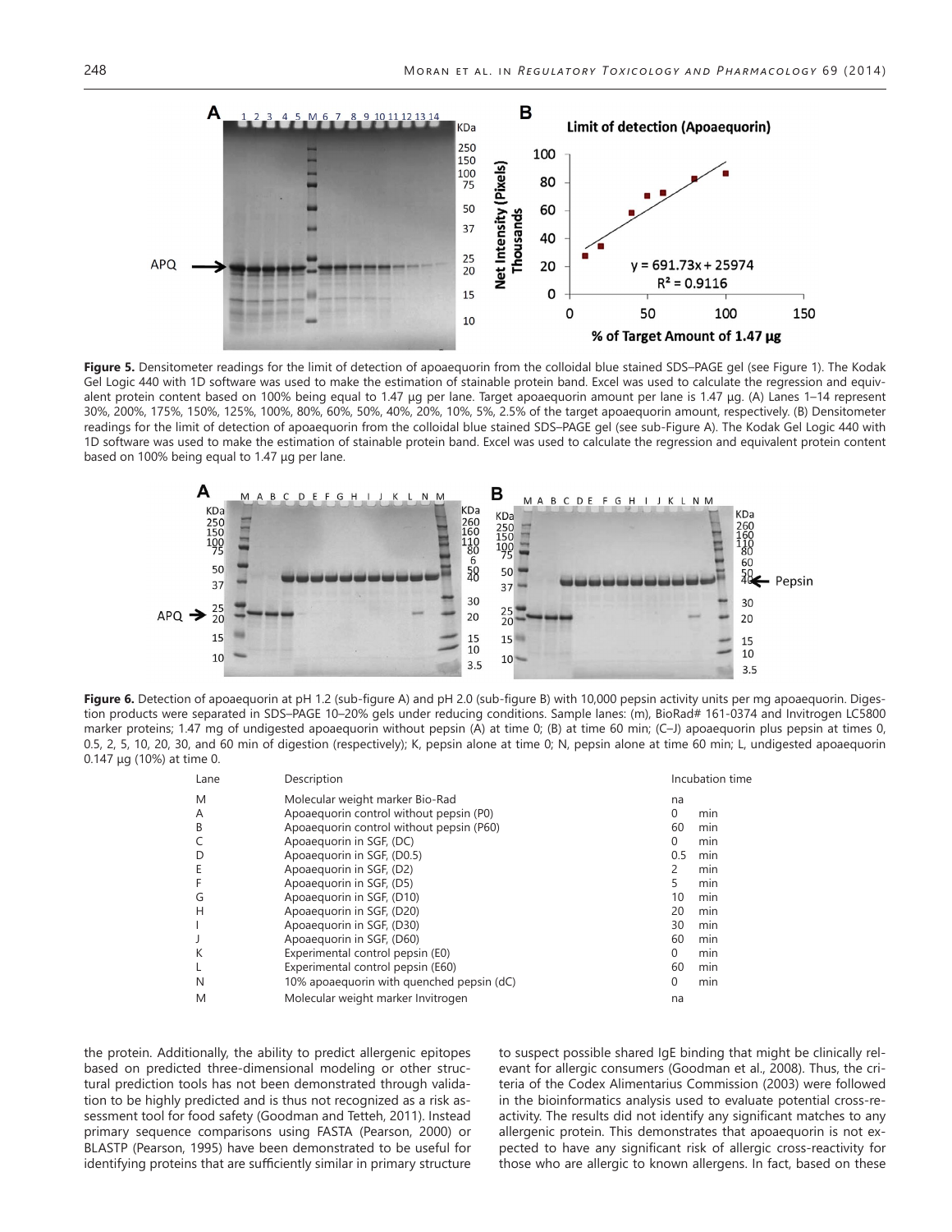**Figure 5.** Densitometer readings for the limit of detection of apoaequorin from the colloidal blue stained SDS–PAGE gel (see Figure 1). The Kodak Gel Logic 440 with 1D software was used to make the estimation of stainable protein band. Excel was used to calculate the regression and equivalent protein content based on 100% being equal to 1.47 µg per lane. Target apoaequorin amount per lane is 1.47 µg. (A) Lanes 1–14 represent 30%, 200%, 175%, 150%, 125%, 100%, 80%, 60%, 50%, 40%, 20%, 10%, 5%, 2.5% of the target apoaequorin amount, respectively. (B) Densitometer readings for the limit of detection of apoaequorin from the colloidal blue stained SDS–PAGE gel (see sub-Figure A). The Kodak Gel Logic 440 with 1D software was used to make the estimation of stainable protein band. Excel was used to calculate the regression and equivalent protein content based on 100% being equal to 1.47 µg per lane.

**Figure 6.** Detection of apoaequorin at pH 1.2 (sub-figure A) and pH 2.0 (sub-figure B) with 10,000 pepsin activity units per mg apoaequorin. Digestion products were separated in SDS–PAGE 10–20% gels under reducing conditions. Sample lanes: (m), BioRad# 161-0374 and Invitrogen LC5800 marker proteins; 1.47 mg of undigested apoaequorin without pepsin (A) at time 0; (B) at time 60 min; (C–J) apoaequorin plus pepsin at times 0, 0.5, 2, 5, 10, 20, 30, and 60 min of digestion (respectively); K, pepsin alone at time 0; N, pepsin alone at time 60 min; L, undigested apoaequorin 0.147 µg (10%) at time 0.

| Lane | Description | Incubation time |
|---|---|---|
| M | Molecular weight marker Bio-Rad | na |
| A | Apoaequorin control without pepsin (P0) | 0 min |
| B | Apoaequorin control without pepsin (P60) | 60 min |
| C | Apoaequorin in SGF, (DC) | 0 min |
| D | Apoaequorin in SGF, (D0.5) | 0.5 min |
| E | Apoaequorin in SGF, (D2) | 2 min |
| F | Apoaequorin in SGF, (D5) | 5 min |
| G | Apoaequorin in SGF, (D10) | 10 min |
| H | Apoaequorin in SGF, (D20) | 20 min |
| I | Apoaequorin in SGF, (D30) | 30 min |
| J | Apoaequorin in SGF, (D60) | 60 min |
| K | Experimental control pepsin (E0) | 0 min |
| L | Experimental control pepsin (E60) | 60 min |
| N | 10% apoaequorin with quenched pepsin (dC) | 0 min |
| M | Molecular weight marker Invitrogen | na |

the protein. Additionally, the ability to predict allergenic epitopes based on predicted three-dimensional modeling or other structural prediction tools has not been demonstrated through validation to be highly predicted and is thus not recognized as a risk assessment tool for food safety (Goodman and Tetteh, 2011). Instead primary sequence comparisons using FASTA (Pearson, 2000) or BLASTP (Pearson, 1995) have been demonstrated to be useful for identifying proteins that are sufficiently similar in primary structure to suspect possible shared IgE binding that might be clinically relevant for allergic consumers (Goodman et al., 2008). Thus, the criteria of the Codex Alimentarius Commission (2003) were followed in the bioinformatics analysis used to evaluate potential cross-reactivity. The results did not identify any significant matches to any allergenic protein. This demonstrates that apoaequorin is not expected to have any significant risk of allergic cross-reactivity for those who are allergic to known allergens. In fact, based on these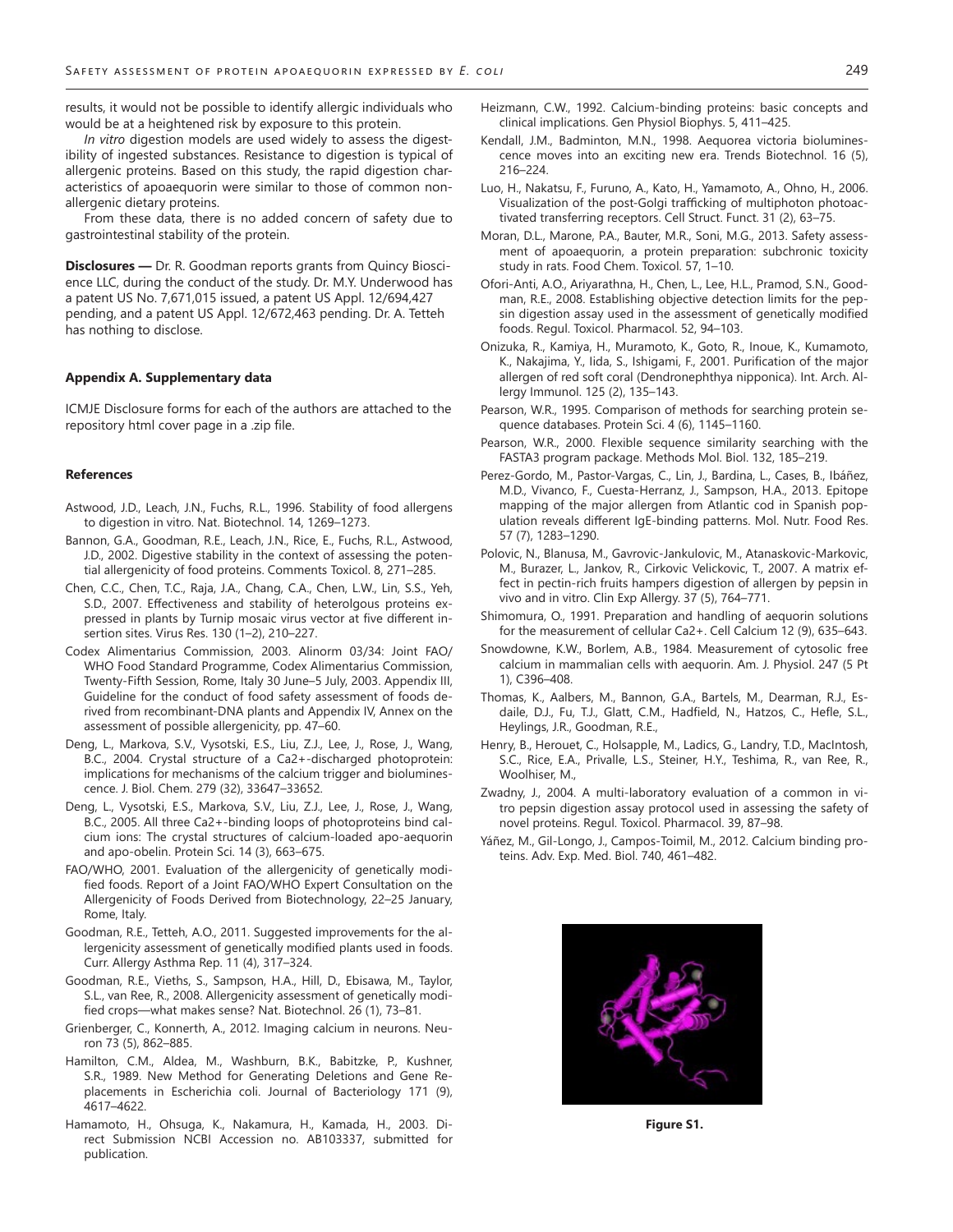results, it would not be possible to identify allergic individuals who would be at a heightened risk by exposure to this protein.

*In vitro* digestion models are used widely to assess the digestibility of ingested substances. Resistance to digestion is typical of allergenic proteins. Based on this study, the rapid digestion characteristics of apoaequorin were similar to those of common non-allergenic dietary proteins.

From these data, there is no added concern of safety due to gastrointestinal stability of the protein.

**Disclosures —** Dr. R. Goodman reports grants from Quincy Bioscience LLC, during the conduct of the study. Dr. M.Y. Underwood has a patent US No. 7,671,015 issued, a patent US Appl. 12/694,427 pending, and a patent US Appl. 12/672,463 pending. Dr. A. Tetteh has nothing to disclose.

### Appendix A. Supplementary data

ICMJE Disclosure forms for each of the authors are attached to the repository html cover page in a .zip file.

### References

Astwood, J.D., Leach, J.N., Fuchs, R.L., 1996. Stability of food allergens to digestion in vitro. Nat. Biotechnol. 14, 1269–1273.

Bannon, G.A., Goodman, R.E., Leach, J.N., Rice, E., Fuchs, R.L., Astwood, J.D., 2002. Digestive stability in the context of assessing the potential allergenicity of food proteins. Comments Toxicol. 8, 271–285.

Chen, C.C., Chen, T.C., Raja, J.A., Chang, C.A., Chen, L.W., Lin, S.S., Yeh, S.D., 2007. Effectiveness and stability of heterolgous proteins expressed in plants by Turnip mosaic virus vector at five different insertion sites. Virus Res. 130 (1–2), 210–227.

Codex Alimentarius Commission, 2003. Alinorm 03/34: Joint FAO/WHO Food Standard Programme, Codex Alimentarius Commission, Twenty-Fifth Session, Rome, Italy 30 June–5 July, 2003. Appendix III, Guideline for the conduct of food safety assessment of foods derived from recombinant-DNA plants and Appendix IV, Annex on the assessment of possible allergenicity, pp. 47–60.

Deng, L., Markova, S.V., Vysotski, E.S., Liu, Z.J., Lee, J., Rose, J., Wang, B.C., 2004. Crystal structure of a Ca2+-discharged photoprotein: implications for mechanisms of the calcium trigger and bioluminescence. J. Biol. Chem. 279 (32), 33647–33652.

Deng, L., Vysotski, E.S., Markova, S.V., Liu, Z.J., Lee, J., Rose, J., Wang, B.C., 2005. All three Ca2+-binding loops of photoproteins bind calcium ions: The crystal structures of calcium-loaded apo-aequorin and apo-obelin. Protein Sci. 14 (3), 663–675.

FAO/WHO, 2001. Evaluation of the allergenicity of genetically modified foods. Report of a Joint FAO/WHO Expert Consultation on the Allergenicity of Foods Derived from Biotechnology, 22–25 January, Rome, Italy.

Goodman, R.E., Tetteh, A.O., 2011. Suggested improvements for the allergenicity assessment of genetically modified plants used in foods. Curr. Allergy Asthma Rep. 11 (4), 317–324.

Goodman, R.E., Vieths, S., Sampson, H.A., Hill, D., Ebisawa, M., Taylor, S.L., van Ree, R., 2008. Allergenicity assessment of genetically modified crops—what makes sense? Nat. Biotechnol. 26 (1), 73–81.

Grienberger, C., Konnerth, A., 2012. Imaging calcium in neurons. Neuron 73 (5), 862–885.

Hamilton, C.M., Aldea, M., Washburn, B.K., Babitzke, P., Kushner, S.R., 1989. New Method for Generating Deletions and Gene Replacements in Escherichia coli. Journal of Bacteriology 171 (9), 4617–4622.

Hamamoto, H., Ohsuga, K., Nakamura, H., Kamada, H., 2003. Direct Submission NCBI Accession no. AB103337, submitted for publication.

Heizmann, C.W., 1992. Calcium-binding proteins: basic concepts and clinical implications. Gen Physiol Biophys. 5, 411–425.

Kendall, J.M., Badminton, M.N., 1998. Aequorea victoria bioluminescence moves into an exciting new era. Trends Biotechnol. 16 (5), 216–224.

Luo, H., Nakatsu, F., Furuno, A., Kato, H., Yamamoto, A., Ohno, H., 2006. Visualization of the post-Golgi trafficking of multiphoton photoactivated transferring receptors. Cell Struct. Funct. 31 (2), 63–75.

Moran, D.L., Marone, P.A., Bauter, M.R., Soni, M.G., 2013. Safety assessment of apoaequorin, a protein preparation: subchronic toxicity study in rats. Food Chem. Toxicol. 57, 1–10.

Ofori-Anti, A.O., Ariyarathna, H., Chen, L., Lee, H.L., Pramod, S.N., Goodman, R.E., 2008. Establishing objective detection limits for the pepsin digestion assay used in the assessment of genetically modified foods. Regul. Toxicol. Pharmacol. 52, 94–103.

Onizuka, R., Kamiya, H., Muramoto, K., Goto, R., Inoue, K., Kumamoto, K., Nakajima, Y., Iida, S., Ishigami, F., 2001. Purification of the major allergen of red soft coral (Dendronephthya nipponica). Int. Arch. Allergy Immunol. 125 (2), 135–143.

Pearson, W.R., 1995. Comparison of methods for searching protein sequence databases. Protein Sci. 4 (6), 1145–1160.

Pearson, W.R., 2000. Flexible sequence similarity searching with the FASTA3 program package. Methods Mol. Biol. 132, 185–219.

Perez-Gordo, M., Pastor-Vargas, C., Lin, J., Bardina, L., Cases, B., Ibáñez, M.D., Vivanco, F., Cuesta-Herranz, J., Sampson, H.A., 2013. Epitope mapping of the major allergen from Atlantic cod in Spanish population reveals different IgE-binding patterns. Mol. Nutr. Food Res. 57 (7), 1283–1290.

Polovic, N., Blanusa, M., Gavrovic-Jankulovic, M., Atanaskovic-Markovic, M., Burazer, L., Jankov, R., Cirkovic Velickovic, T., 2007. A matrix effect in pectin-rich fruits hampers digestion of allergen by pepsin in vivo and in vitro. Clin Exp Allergy. 37 (5), 764–771.

Shimomura, O., 1991. Preparation and handling of aequorin solutions for the measurement of cellular Ca2+. Cell Calcium 12 (9), 635–643.

Snowdowne, K.W., Borlem, A.B., 1984. Measurement of cytosolic free calcium in mammalian cells with aequorin. Am. J. Physiol. 247 (5 Pt 1), C396–408.

Thomas, K., Aalbers, M., Bannon, G.A., Bartels, M., Dearman, R.J., Esdaile, D.J., Fu, T.J., Glatt, C.M., Hadfield, N., Hatzos, C., Hefle, S.L., Heylings, J.R., Goodman, R.E.,

Henry, B., Herouet, C., Holsapple, M., Ladics, G., Landry, T.D., MacIntosh, S.C., Rice, E.A., Privalle, L.S., Steiner, H.Y., Teshima, R., van Ree, R., Woolhiser, M.,

Zwadny, J., 2004. A multi-laboratory evaluation of a common in vitro pepsin digestion assay protocol used in assessing the safety of novel proteins. Regul. Toxicol. Pharmacol. 39, 87–98.

Yáñez, M., Gil-Longo, J., Campos-Toimil, M., 2012. Calcium binding proteins. Adv. Exp. Med. Biol. 740, 461–482.

**Figure S1.**